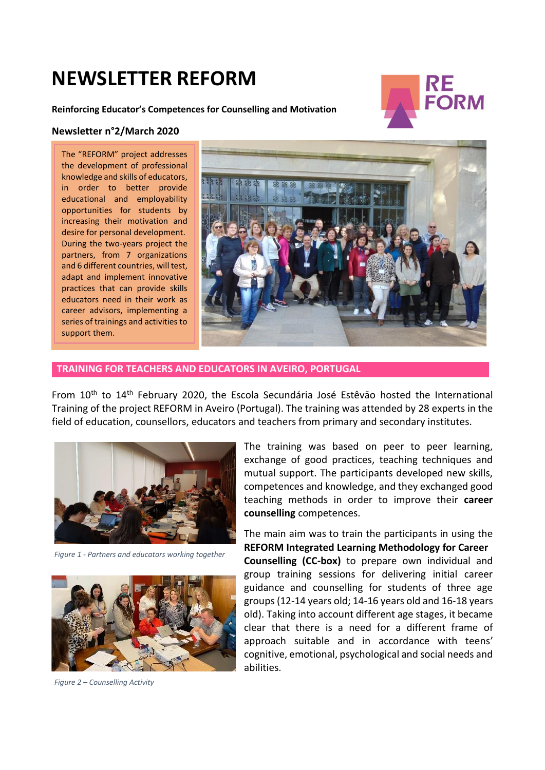# NEWSLETTER REFORM

**Reinforcing Educator's Competences for Counselling and Motivation**

**Newsletter n°2/March 2020**

The "REFORM" project addresses the development of professional knowledge and skills of educators, in order to better provide educational and employability opportunities for students by increasing their motivation and desire for personal development. During the two-years project the partners, from 7 organizations and 6 different countries, will test, adapt and implement innovative practices that can provide skills educators need in their work as career advisors, implementing a series of trainings and activities to support them.

## TRAINING FOR TEACHERS AND EDUCATORS IN AVEIRO, PORTUGAL

From 10th to 14th February 2020, the Escola Secundária José Estêvão hosted the International Training of the project REFORM in Aveiro (Portugal). The training was attended by 28 experts in the field of education, counsellors, educators and teachers from primary and secondary institutes.

*Figure 1 - Partners and educators working together*

*Figure 2 – Counselling Activity*

The training was based on peer to peer learning, exchange of good practices, teaching techniques and mutual support. The participants developed new skills, competences and knowledge, and they exchanged good teaching methods in order to improve their **career counselling** competences.

The main aim was to train the participants in using the **REFORM Integrated Learning Methodology for Career Counselling (CC-box)** to prepare own individual and group training sessions for delivering initial career guidance and counselling for students of three age groups (12-14 years old; 14-16 years old and 16-18 years old). Taking into account different age stages, it became clear that there is a need for a different frame of approach suitable and in accordance with teens' cognitive, emotional, psychological and social needs and abilities.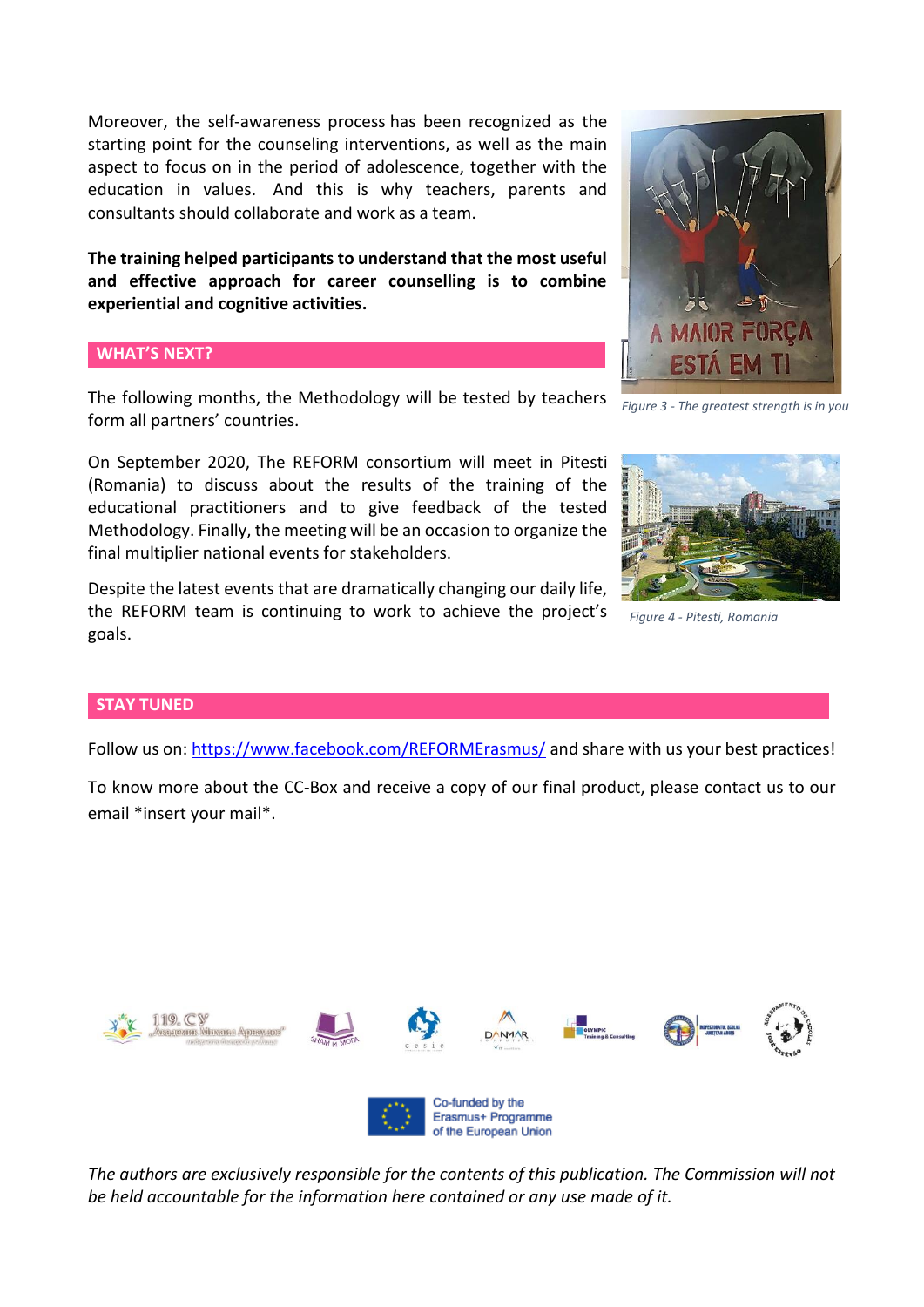Moreover, the self-awareness process has been recognized as the starting point for the counseling interventions, as well as the main aspect to focus on in the period of adolescence, together with the education in values. And this is why teachers, parents and consultants should collaborate and work as a team.

**The training helped participants to understand that the most useful and effective approach for career counselling is to combine experiential and cognitive activities.**

*Figure 3 - The greatest strength is in you*

## WHAT'S NEXT?

The following months, the Methodology will be tested by teachers form all partners' countries.

On September 2020, The REFORM consortium will meet in Pitesti (Romania) to discuss about the results of the training of the educational practitioners and to give feedback of the tested Methodology. Finally, the meeting will be an occasion to organize the final multiplier national events for stakeholders.

Despite the latest events that are dramatically changing our daily life, the REFORM team is continuing to work to achieve the project's goals.

*Figure 4 - Pitesti, Romania*

## STAY TUNED

Follow us on: https://www.facebook.com/REFORMErasmus/ and share with us your best practices!

To know more about the CC-Box and receive a copy of our final product, please contact us to our email *insert your mail*.

Co-funded by the Erasmus+ Programme of the European Union

*The authors are exclusively responsible for the contents of this publication. The Commission will not be held accountable for the information here contained or any use made of it.*